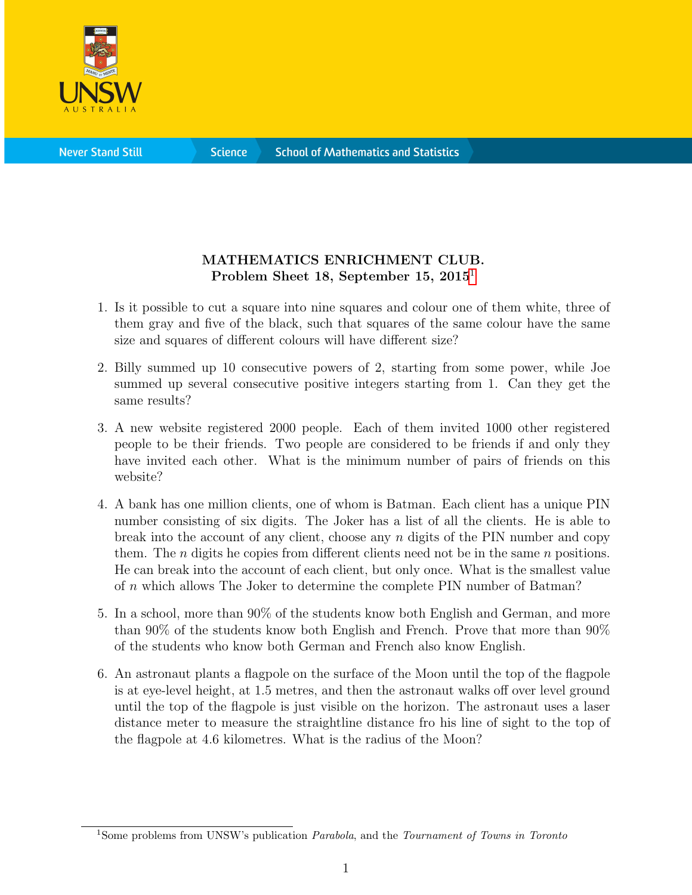**MATHEMATICS ENRICHMENT CLUB.**
**Problem Sheet 18, September 15, 2015**[1]

1. Is it possible to cut a square into nine squares and colour one of them white, three of them gray and five of the black, such that squares of the same colour have the same size and squares of different colours will have different size?

2. Billy summed up 10 consecutive powers of 2, starting from some power, while Joe summed up several consecutive positive integers starting from 1. Can they get the same results?

3. A new website registered 2000 people. Each of them invited 1000 other registered people to be their friends. Two people are considered to be friends if and only they have invited each other. What is the minimum number of pairs of friends on this website?

4. A bank has one million clients, one of whom is Batman. Each client has a unique PIN number consisting of six digits. The Joker has a list of all the clients. He is able to break into the account of any client, choose any $n$ digits of the PIN number and copy them. The $n$ digits he copies from different clients need not be in the same $n$ positions. He can break into the account of each client, but only once. What is the smallest value of $n$ which allows The Joker to determine the complete PIN number of Batman?

5. In a school, more than 90% of the students know both English and German, and more than 90% of the students know both English and French. Prove that more than 90% of the students who know both German and French also know English.

6. An astronaut plants a flagpole on the surface of the Moon until the top of the flagpole is at eye-level height, at 1.5 metres, and then the astronaut walks off over level ground until the top of the flagpole is just visible on the horizon. The astronaut uses a laser distance meter to measure the straightline distance fro his line of sight to the top of the flagpole at 4.6 kilometres. What is the radius of the Moon?

[1] Some problems from UNSW's publication *Parabola*, and the *Tournament of Towns in Toronto*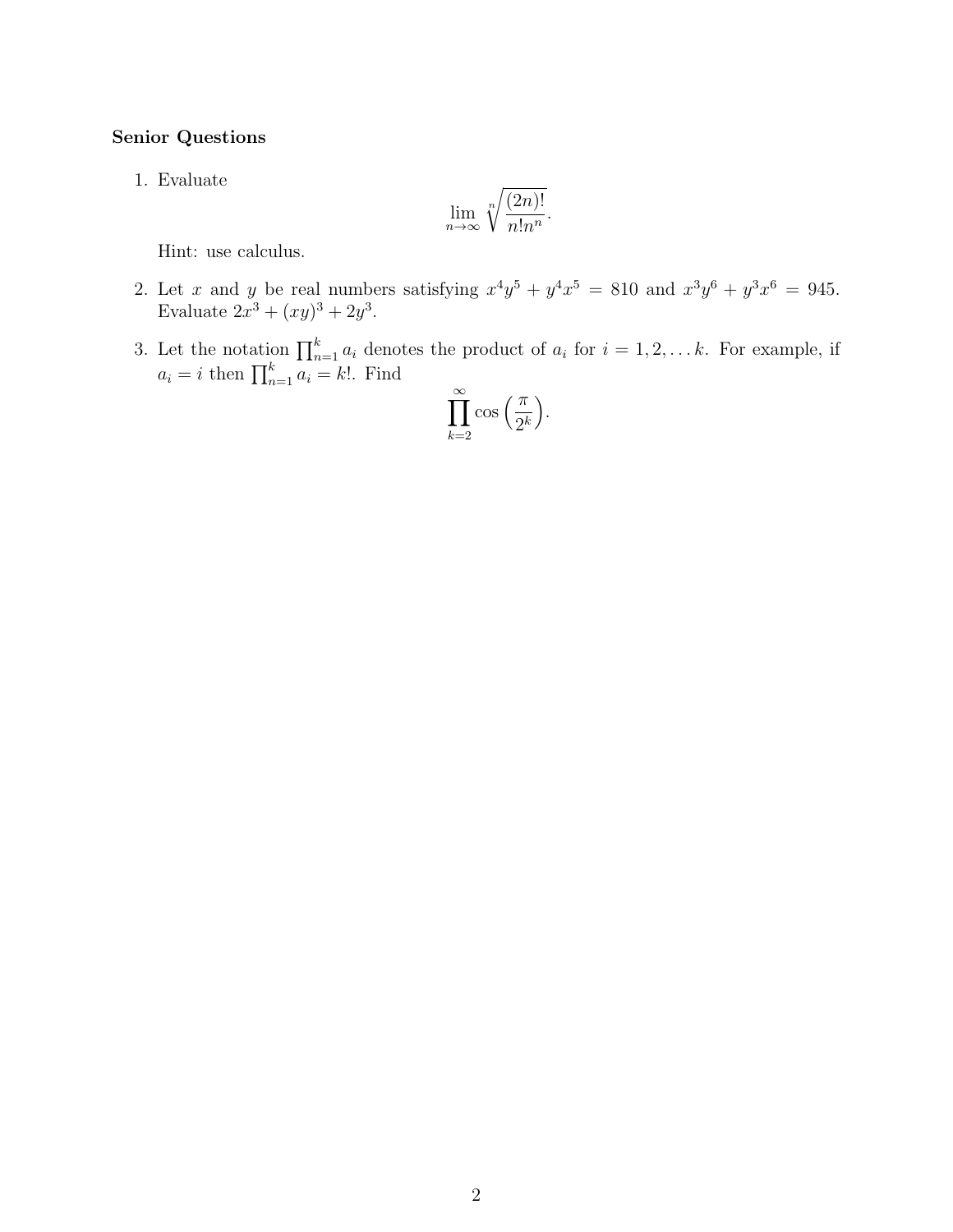**Senior Questions**

1. Evaluate
$$\lim_{n\to\infty} \sqrt[n]{\frac{(2n)!}{n!n^n}}.$$
Hint: use calculus.

2. Let $x$ and $y$ be real numbers satisfying $x^4y^5 + y^4x^5 = 810$ and $x^3y^6 + y^3x^6 = 945$. Evaluate $2x^3 + (xy)^3 + 2y^3$.

3. Let the notation $\prod_{n=1}^{k} a_i$ denotes the product of $a_i$ for $i = 1, 2, \ldots k$. For example, if $a_i = i$ then $\prod_{n=1}^{k} a_i = k!$. Find
$$\prod_{k=2}^{\infty} \cos\left(\frac{\pi}{2^k}\right).$$